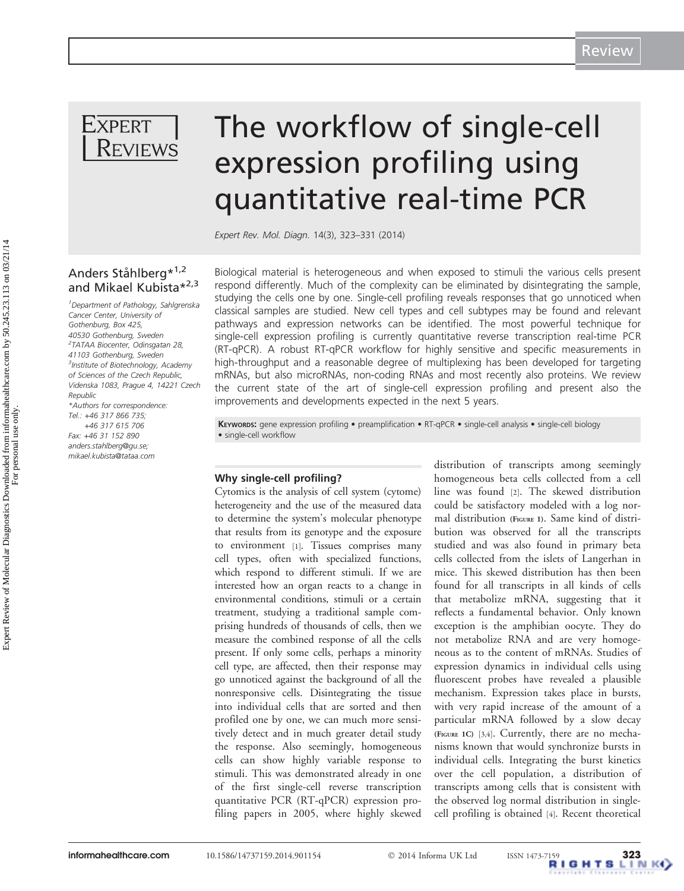Review

# The workflow of single-cell expression profiling using quantitative real-time PCR

*Expert Rev. Mol. Diagn.* 14(3), 323–331 (2014)

**Anders Ståhlberg*[1,2] and Mikael Kubista*[2,3]**

[1]Department of Pathology, Sahlgrenska Cancer Center, University of Gothenburg, Box 425, 40530 Gothenburg, Sweden
[2]TATAA Biocenter, Odinsgatan 28, 41103 Gothenburg, Sweden
[3]Institute of Biotechnology, Academy of Sciences of the Czech Republic, Videnska 1083, Prague 4, 14221 Czech Republic
*Authors for correspondence:
Tel.: +46 317 866 735;
+46 317 615 706
Fax: +46 31 152 890
anders.stahlberg@gu.se;
mikael.kubista@tataa.com

Biological material is heterogeneous and when exposed to stimuli the various cells present respond differently. Much of the complexity can be eliminated by disintegrating the sample, studying the cells one by one. Single-cell profiling reveals responses that go unnoticed when classical samples are studied. New cell types and cell subtypes may be found and relevant pathways and expression networks can be identified. The most powerful technique for single-cell expression profiling is currently quantitative reverse transcription real-time PCR (RT-qPCR). A robust RT-qPCR workflow for highly sensitive and specific measurements in high-throughput and a reasonable degree of multiplexing has been developed for targeting mRNAs, but also microRNAs, non-coding RNAs and most recently also proteins. We review the current state of the art of single-cell expression profiling and present also the improvements and developments expected in the next 5 years.

**Keywords:** gene expression profiling • preamplification • RT-qPCR • single-cell analysis • single-cell biology • single-cell workflow

## Why single-cell profiling?

Cytomics is the analysis of cell system (cytome) heterogeneity and the use of the measured data to determine the system's molecular phenotype that results from its genotype and the exposure to environment [1]. Tissues comprises many cell types, often with specialized functions, which respond to different stimuli. If we are interested how an organ reacts to a change in environmental conditions, stimuli or a certain treatment, studying a traditional sample comprising hundreds of thousands of cells, then we measure the combined response of all the cells present. If only some cells, perhaps a minority cell type, are affected, then their response may go unnoticed against the background of all the nonresponsive cells. Disintegrating the tissue into individual cells that are sorted and then profiled one by one, we can much more sensitively detect and in much greater detail study the response. Also seemingly, homogeneous cells can show highly variable response to stimuli. This was demonstrated already in one of the first single-cell reverse transcription quantitative PCR (RT-qPCR) expression profiling papers in 2005, where highly skewed distribution of transcripts among seemingly homogeneous beta cells collected from a cell line was found [2]. The skewed distribution could be satisfactory modeled with a log normal distribution (Figure 1). Same kind of distribution was observed for all the transcripts studied and was also found in primary beta cells collected from the islets of Langerhan in mice. This skewed distribution has then been found for all transcripts in all kinds of cells that metabolize mRNA, suggesting that it reflects a fundamental behavior. Only known exception is the amphibian oocyte. They do not metabolize RNA and are very homogeneous as to the content of mRNAs. Studies of expression dynamics in individual cells using fluorescent probes have revealed a plausible mechanism. Expression takes place in bursts, with very rapid increase of the amount of a particular mRNA followed by a slow decay (Figure 1C) [3,4]. Currently, there are no mechanisms known that would synchronize bursts in individual cells. Integrating the burst kinetics over the cell population, a distribution of transcripts among cells that is consistent with the observed log normal distribution in single-cell profiling is obtained [4]. Recent theoretical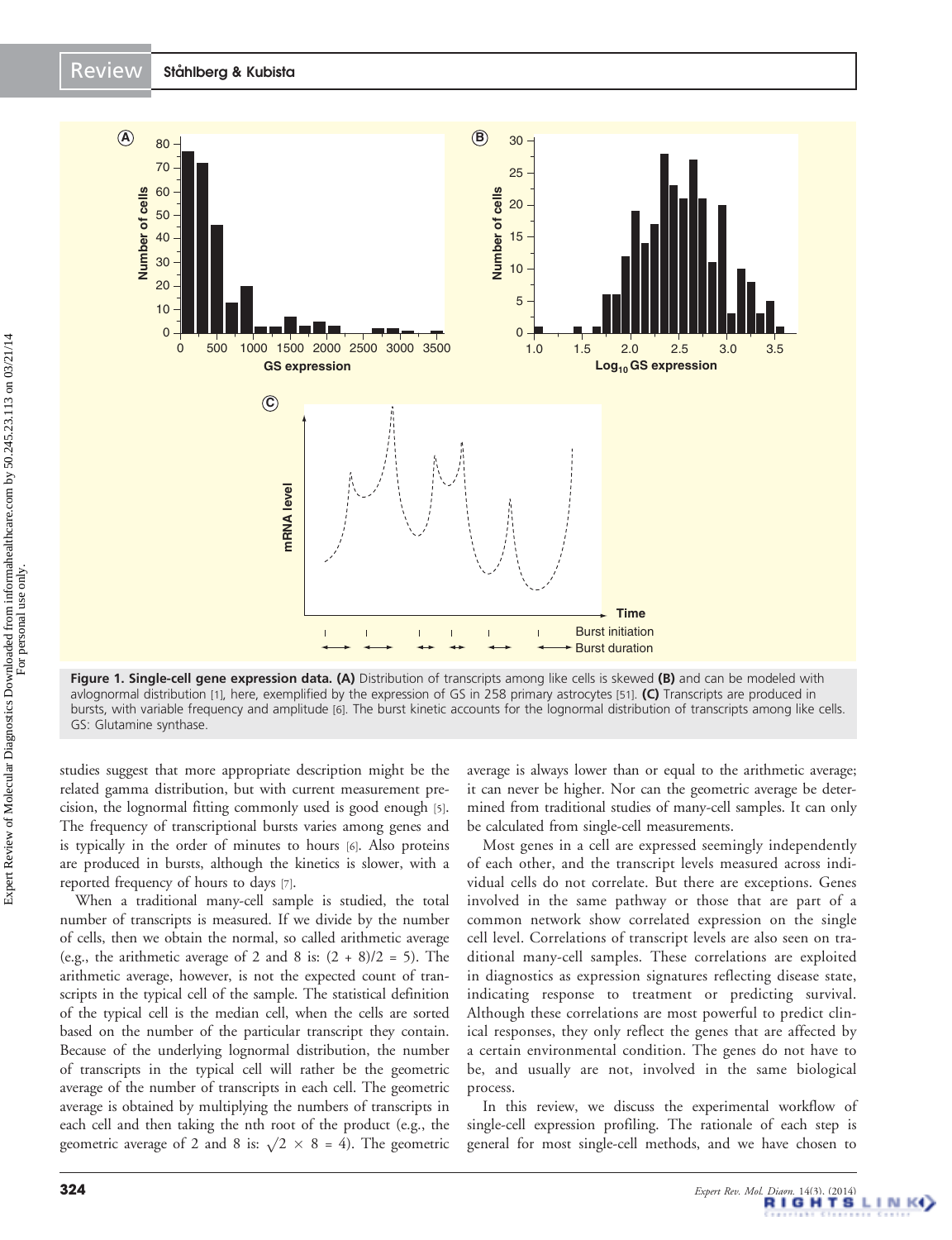**Figure 1. Single-cell gene expression data. (A)** Distribution of transcripts among like cells is skewed **(B)** and can be modeled with avlognormal distribution [1], here, exemplified by the expression of GS in 258 primary astrocytes [51]. **(C)** Transcripts are produced in bursts, with variable frequency and amplitude [6]. The burst kinetic accounts for the lognormal distribution of transcripts among like cells. GS: Glutamine synthase.

studies suggest that more appropriate description might be the related gamma distribution, but with current measurement precision, the lognormal fitting commonly used is good enough [5]. The frequency of transcriptional bursts varies among genes and is typically in the order of minutes to hours [6]. Also proteins are produced in bursts, although the kinetics is slower, with a reported frequency of hours to days [7].

When a traditional many-cell sample is studied, the total number of transcripts is measured. If we divide by the number of cells, then we obtain the normal, so called arithmetic average (e.g., the arithmetic average of 2 and 8 is: (2 + 8)/2 = 5). The arithmetic average, however, is not the expected count of transcripts in the typical cell of the sample. The statistical definition of the typical cell is the median cell, when the cells are sorted based on the number of the particular transcript they contain. Because of the underlying lognormal distribution, the number of transcripts in the typical cell will rather be the geometric average of the number of transcripts in each cell. The geometric average is obtained by multiplying the numbers of transcripts in each cell and then taking the nth root of the product (e.g., the geometric average of 2 and 8 is: $\sqrt{2 \times 8} = 4$). The geometric average is always lower than or equal to the arithmetic average; it can never be higher. Nor can the geometric average be determined from traditional studies of many-cell samples. It can only be calculated from single-cell measurements.

Most genes in a cell are expressed seemingly independently of each other, and the transcript levels measured across individual cells do not correlate. But there are exceptions. Genes involved in the same pathway or those that are part of a common network show correlated expression on the single cell level. Correlations of transcript levels are also seen on traditional many-cell samples. These correlations are exploited in diagnostics as expression signatures reflecting disease state, indicating response to treatment or predicting survival. Although these correlations are most powerful to predict clinical responses, they only reflect the genes that are affected by a certain environmental condition. The genes do not have to be, and usually are not, involved in the same biological process.

In this review, we discuss the experimental workflow of single-cell expression profiling. The rationale of each step is general for most single-cell methods, and we have chosen to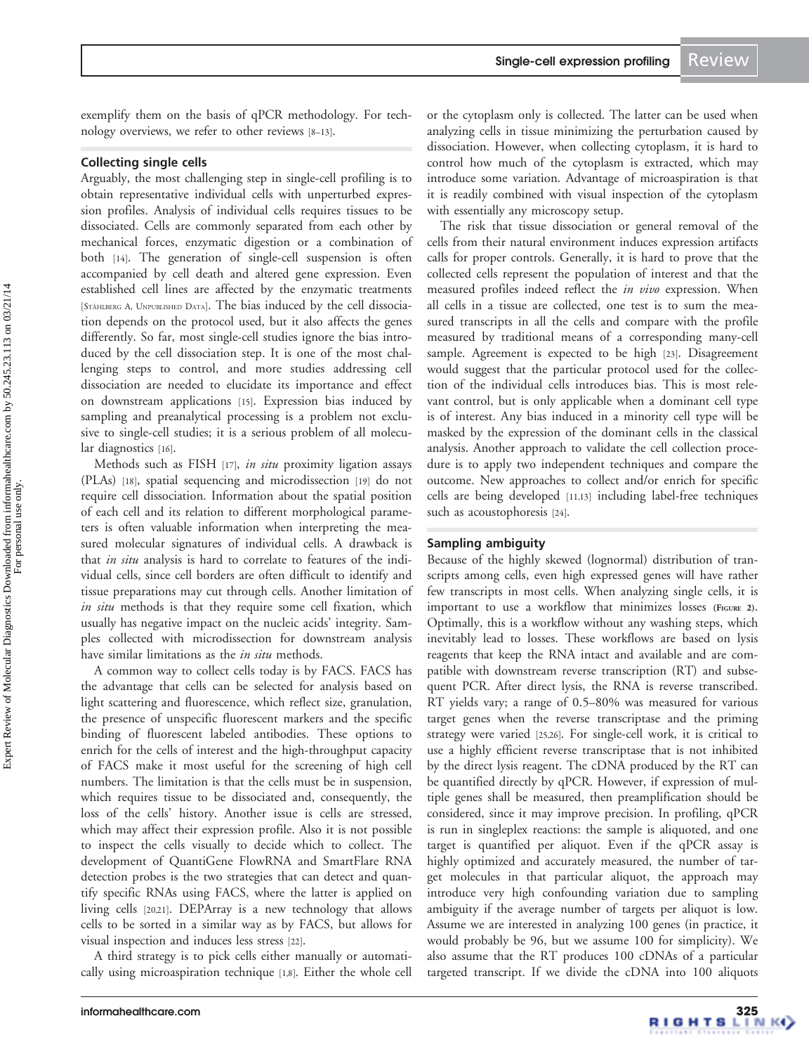exemplify them on the basis of qPCR methodology. For technology overviews, we refer to other reviews [8–13].

## Collecting single cells

Arguably, the most challenging step in single-cell profiling is to obtain representative individual cells with unperturbed expression profiles. Analysis of individual cells requires tissues to be dissociated. Cells are commonly separated from each other by mechanical forces, enzymatic digestion or a combination of both [14]. The generation of single-cell suspension is often accompanied by cell death and altered gene expression. Even established cell lines are affected by the enzymatic treatments [Ståhlberg A, Unpublished Data]. The bias induced by the cell dissociation depends on the protocol used, but it also affects the genes differently. So far, most single-cell studies ignore the bias introduced by the cell dissociation step. It is one of the most challenging steps to control, and more studies addressing cell dissociation are needed to elucidate its importance and effect on downstream applications [15]. Expression bias induced by sampling and preanalytical processing is a problem not exclusive to single-cell studies; it is a serious problem of all molecular diagnostics [16].

Methods such as FISH [17], *in situ* proximity ligation assays (PLAs) [18], spatial sequencing and microdissection [19] do not require cell dissociation. Information about the spatial position of each cell and its relation to different morphological parameters is often valuable information when interpreting the measured molecular signatures of individual cells. A drawback is that *in situ* analysis is hard to correlate to features of the individual cells, since cell borders are often difficult to identify and tissue preparations may cut through cells. Another limitation of *in situ* methods is that they require some cell fixation, which usually has negative impact on the nucleic acids' integrity. Samples collected with microdissection for downstream analysis have similar limitations as the *in situ* methods.

A common way to collect cells today is by FACS. FACS has the advantage that cells can be selected for analysis based on light scattering and fluorescence, which reflect size, granulation, the presence of unspecific fluorescent markers and the specific binding of fluorescent labeled antibodies. These options to enrich for the cells of interest and the high-throughput capacity of FACS make it most useful for the screening of high cell numbers. The limitation is that the cells must be in suspension, which requires tissue to be dissociated and, consequently, the loss of the cells' history. Another issue is cells are stressed, which may affect their expression profile. Also it is not possible to inspect the cells visually to decide which to collect. The development of QuantiGene FlowRNA and SmartFlare RNA detection probes is the two strategies that can detect and quantify specific RNAs using FACS, where the latter is applied on living cells [20,21]. DEPArray is a new technology that allows cells to be sorted in a similar way as by FACS, but allows for visual inspection and induces less stress [22].

A third strategy is to pick cells either manually or automatically using microaspiration technique [1,8]. Either the whole cell or the cytoplasm only is collected. The latter can be used when analyzing cells in tissue minimizing the perturbation caused by dissociation. However, when collecting cytoplasm, it is hard to control how much of the cytoplasm is extracted, which may introduce some variation. Advantage of microaspiration is that it is readily combined with visual inspection of the cytoplasm with essentially any microscopy setup.

The risk that tissue dissociation or general removal of the cells from their natural environment induces expression artifacts calls for proper controls. Generally, it is hard to prove that the collected cells represent the population of interest and that the measured profiles indeed reflect the *in vivo* expression. When all cells in a tissue are collected, one test is to sum the measured transcripts in all the cells and compare with the profile measured by traditional means of a corresponding many-cell sample. Agreement is expected to be high [23]. Disagreement would suggest that the particular protocol used for the collection of the individual cells introduces bias. This is most relevant control, but is only applicable when a dominant cell type is of interest. Any bias induced in a minority cell type will be masked by the expression of the dominant cells in the classical analysis. Another approach to validate the cell collection procedure is to apply two independent techniques and compare the outcome. New approaches to collect and/or enrich for specific cells are being developed [11,13] including label-free techniques such as acoustophoresis [24].

## Sampling ambiguity

Because of the highly skewed (lognormal) distribution of transcripts among cells, even high expressed genes will have rather few transcripts in most cells. When analyzing single cells, it is important to use a workflow that minimizes losses (Figure 2). Optimally, this is a workflow without any washing steps, which inevitably lead to losses. These workflows are based on lysis reagents that keep the RNA intact and available and are compatible with downstream reverse transcription (RT) and subsequent PCR. After direct lysis, the RNA is reverse transcribed. RT yields vary; a range of 0.5–80% was measured for various target genes when the reverse transcriptase and the priming strategy were varied [25,26]. For single-cell work, it is critical to use a highly efficient reverse transcriptase that is not inhibited by the direct lysis reagent. The cDNA produced by the RT can be quantified directly by qPCR. However, if expression of multiple genes shall be measured, then preamplification should be considered, since it may improve precision. In profiling, qPCR is run in singleplex reactions: the sample is aliquoted, and one target is quantified per aliquot. Even if the qPCR assay is highly optimized and accurately measured, the number of target molecules in that particular aliquot, the approach may introduce very high confounding variation due to sampling ambiguity if the average number of targets per aliquot is low. Assume we are interested in analyzing 100 genes (in practice, it would probably be 96, but we assume 100 for simplicity). We also assume that the RT produces 100 cDNAs of a particular targeted transcript. If we divide the cDNA into 100 aliquots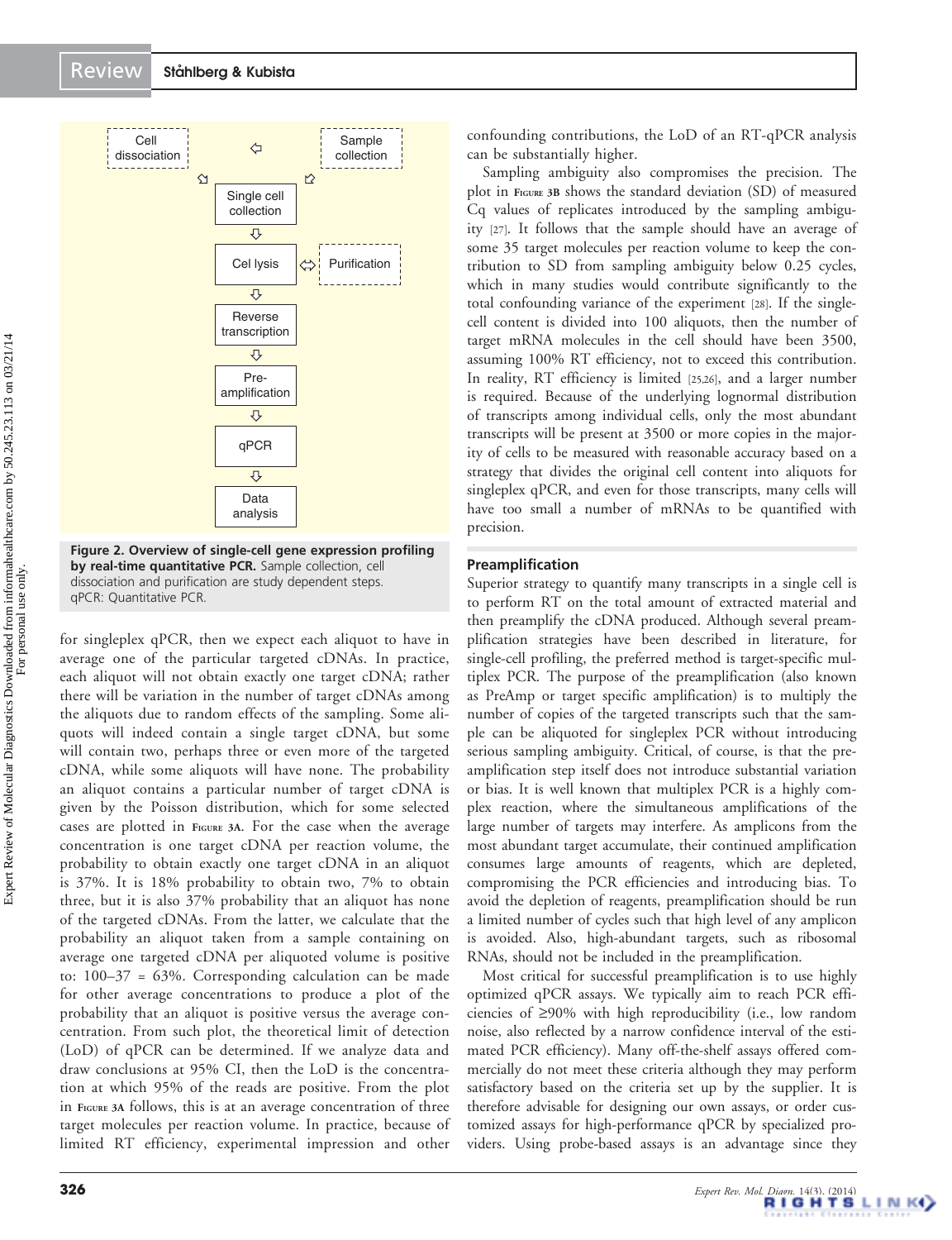Cell dissociation → Sample collection → Single cell collection → Cel lysis ⇔ Purification → Reverse transcription → Pre-amplification → qPCR → Data analysis

**Figure 2. Overview of single-cell gene expression profiling by real-time quantitative PCR.** Sample collection, cell dissociation and purification are study dependent steps. qPCR: Quantitative PCR.

for singleplex qPCR, then we expect each aliquot to have in average one of the particular targeted cDNAs. In practice, each aliquot will not obtain exactly one target cDNA; rather there will be variation in the number of target cDNAs among the aliquots due to random effects of the sampling. Some aliquots will indeed contain a single target cDNA, but some will contain two, perhaps three or even more of the targeted cDNA, while some aliquots will have none. The probability an aliquot contains a particular number of target cDNA is given by the Poisson distribution, which for some selected cases are plotted in Figure 3A. For the case when the average concentration is one target cDNA per reaction volume, the probability to obtain exactly one target cDNA in an aliquot is 37%. It is 18% probability to obtain two, 7% to obtain three, but it is also 37% probability that an aliquot has none of the targeted cDNAs. From the latter, we calculate that the probability an aliquot taken from a sample containing on average one targeted cDNA per aliquoted volume is positive to: 100–37 = 63%. Corresponding calculation can be made for other average concentrations to produce a plot of the probability that an aliquot is positive versus the average concentration. From such plot, the theoretical limit of detection (LoD) of qPCR can be determined. If we analyze data and draw conclusions at 95% CI, then the LoD is the concentration at which 95% of the reads are positive. From the plot in Figure 3A follows, this is at an average concentration of three target molecules per reaction volume. In practice, because of limited RT efficiency, experimental impression and other confounding contributions, the LoD of an RT-qPCR analysis can be substantially higher.

Sampling ambiguity also compromises the precision. The plot in Figure 3B shows the standard deviation (SD) of measured Cq values of replicates introduced by the sampling ambiguity [27]. It follows that the sample should have an average of some 35 target molecules per reaction volume to keep the contribution to SD from sampling ambiguity below 0.25 cycles, which in many studies would contribute significantly to the total confounding variance of the experiment [28]. If the single-cell content is divided into 100 aliquots, then the number of target mRNA molecules in the cell should have been 3500, assuming 100% RT efficiency, not to exceed this contribution. In reality, RT efficiency is limited [25,26], and a larger number is required. Because of the underlying lognormal distribution of transcripts among individual cells, only the most abundant transcripts will be present at 3500 or more copies in the majority of cells to be measured with reasonable accuracy based on a strategy that divides the original cell content into aliquots for singleplex qPCR, and even for those transcripts, many cells will have too small a number of mRNAs to be quantified with precision.

## Preamplification

Superior strategy to quantify many transcripts in a single cell is to perform RT on the total amount of extracted material and then preamplify the cDNA produced. Although several preamplification strategies have been described in literature, for single-cell profiling, the preferred method is target-specific multiplex PCR. The purpose of the preamplification (also known as PreAmp or target specific amplification) is to multiply the number of copies of the targeted transcripts such that the sample can be aliquoted for singleplex PCR without introducing serious sampling ambiguity. Critical, of course, is that the preamplification step itself does not introduce substantial variation or bias. It is well known that multiplex PCR is a highly complex reaction, where the simultaneous amplifications of the large number of targets may interfere. As amplicons from the most abundant target accumulate, their continued amplification consumes large amounts of reagents, which are depleted, compromising the PCR efficiencies and introducing bias. To avoid the depletion of reagents, preamplification should be run a limited number of cycles such that high level of any amplicon is avoided. Also, high-abundant targets, such as ribosomal RNAs, should not be included in the preamplification.

Most critical for successful preamplification is to use highly optimized qPCR assays. We typically aim to reach PCR efficiencies of ≥90% with high reproducibility (i.e., low random noise, also reflected by a narrow confidence interval of the estimated PCR efficiency). Many off-the-shelf assays offered commercially do not meet these criteria although they may perform satisfactory based on the criteria set up by the supplier. It is therefore advisable for designing our own assays, or order customized assays for high-performance qPCR by specialized providers. Using probe-based assays is an advantage since they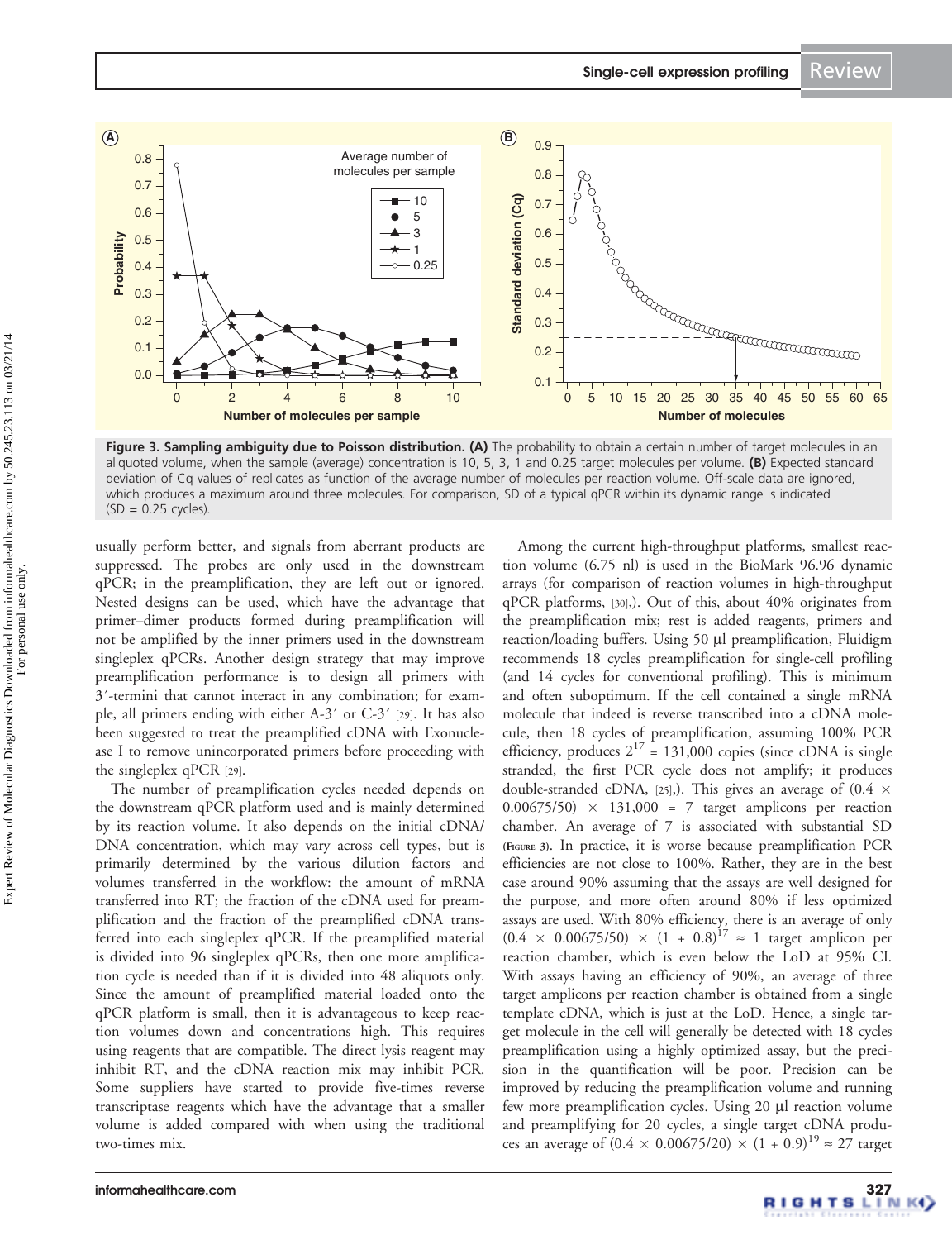**Figure 3. Sampling ambiguity due to Poisson distribution. (A)** The probability to obtain a certain number of target molecules in an aliquoted volume, when the sample (average) concentration is 10, 5, 3, 1 and 0.25 target molecules per volume. **(B)** Expected standard deviation of Cq values of replicates as function of the average number of molecules per reaction volume. Off-scale data are ignored, which produces a maximum around three molecules. For comparison, SD of a typical qPCR within its dynamic range is indicated (SD = 0.25 cycles).

usually perform better, and signals from aberrant products are suppressed. The probes are only used in the downstream qPCR; in the preamplification, they are left out or ignored. Nested designs can be used, which have the advantage that primer–dimer products formed during preamplification will not be amplified by the inner primers used in the downstream singleplex qPCRs. Another design strategy that may improve preamplification performance is to design all primers with 3′-termini that cannot interact in any combination; for example, all primers ending with either A-3′ or C-3′ [29]. It has also been suggested to treat the preamplified cDNA with Exonuclease I to remove unincorporated primers before proceeding with the singleplex qPCR [29].

The number of preamplification cycles needed depends on the downstream qPCR platform used and is mainly determined by its reaction volume. It also depends on the initial cDNA/DNA concentration, which may vary across cell types, but is primarily determined by the various dilution factors and volumes transferred in the workflow: the amount of mRNA transferred into RT; the fraction of the cDNA used for preamplification and the fraction of the preamplified cDNA transferred into each singleplex qPCR. If the preamplified material is divided into 96 singleplex qPCRs, then one more amplification cycle is needed than if it is divided into 48 aliquots only. Since the amount of preamplified material loaded onto the qPCR platform is small, then it is advantageous to keep reaction volumes down and concentrations high. This requires using reagents that are compatible. The direct lysis reagent may inhibit RT, and the cDNA reaction mix may inhibit PCR. Some suppliers have started to provide five-times reverse transcriptase reagents which have the advantage that a smaller volume is added compared with when using the traditional two-times mix.

Among the current high-throughput platforms, smallest reaction volume (6.75 nl) is used in the BioMark 96.96 dynamic arrays (for comparison of reaction volumes in high-throughput qPCR platforms, [30],). Out of this, about 40% originates from the preamplification mix; rest is added reagents, primers and reaction/loading buffers. Using 50 µl preamplification, Fluidigm recommends 18 cycles preamplification for single-cell profiling (and 14 cycles for conventional profiling). This is minimum and often suboptimum. If the cell contained a single mRNA molecule that indeed is reverse transcribed into a cDNA molecule, then 18 cycles of preamplification, assuming 100% PCR efficiency, produces $2^{17}$ = 131,000 copies (since cDNA is single stranded, the first PCR cycle does not amplify; it produces double-stranded cDNA, [25],). This gives an average of $(0.4 \times 0.00675/50) \times 131{,}000 = 7$ target amplicons per reaction chamber. An average of 7 is associated with substantial SD (Figure 3). In practice, it is worse because preamplification PCR efficiencies are not close to 100%. Rather, they are in the best case around 90% assuming that the assays are well designed for the purpose, and more often around 80% if less optimized assays are used. With 80% efficiency, there is an average of only $(0.4 \times 0.00675/50) \times (1 + 0.8)^{17} \approx 1$ target amplicon per reaction chamber, which is even below the LoD at 95% CI. With assays having an efficiency of 90%, an average of three target amplicons per reaction chamber is obtained from a single template cDNA, which is just at the LoD. Hence, a single target molecule in the cell will generally be detected with 18 cycles preamplification using a highly optimized assay, but the precision in the quantification will be poor. Precision can be improved by reducing the preamplification volume and running few more preamplification cycles. Using 20 µl reaction volume and preamplifying for 20 cycles, a single target cDNA produces an average of $(0.4 \times 0.00675/20) \times (1 + 0.9)^{19} \approx 27$ target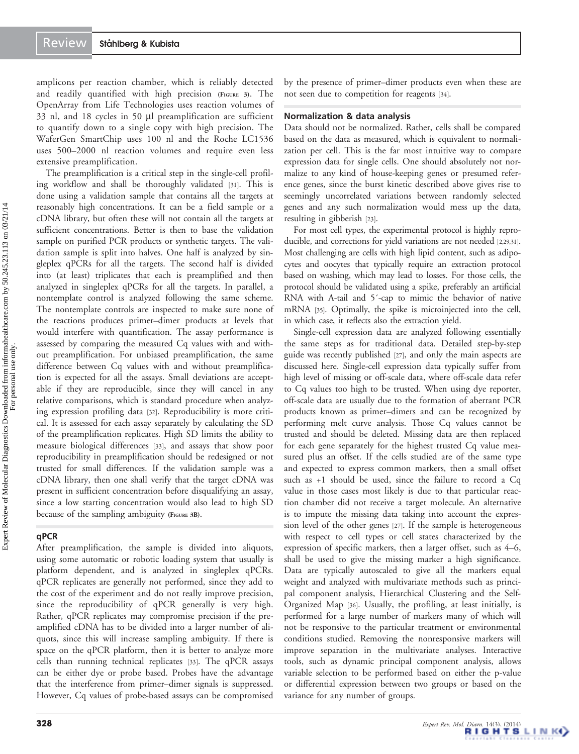amplicons per reaction chamber, which is reliably detected and readily quantified with high precision (Figure 3). The OpenArray from Life Technologies uses reaction volumes of 33 nl, and 18 cycles in 50 µl preamplification are sufficient to quantify down to a single copy with high precision. The WaferGen SmartChip uses 100 nl and the Roche LC1536 uses 500–2000 nl reaction volumes and require even less extensive preamplification.

The preamplification is a critical step in the single-cell profiling workflow and shall be thoroughly validated [31]. This is done using a validation sample that contains all the targets at reasonably high concentrations. It can be a field sample or a cDNA library, but often these will not contain all the targets at sufficient concentrations. Better is then to base the validation sample on purified PCR products or synthetic targets. The validation sample is split into halves. One half is analyzed by singleplex qPCRs for all the targets. The second half is divided into (at least) triplicates that each is preamplified and then analyzed in singleplex qPCRs for all the targets. In parallel, a nontemplate control is analyzed following the same scheme. The nontemplate controls are inspected to make sure none of the reactions produces primer–dimer products at levels that would interfere with quantification. The assay performance is assessed by comparing the measured Cq values with and without preamplification. For unbiased preamplification, the same difference between Cq values with and without preamplification is expected for all the assays. Small deviations are acceptable if they are reproducible, since they will cancel in any relative comparisons, which is standard procedure when analyzing expression profiling data [32]. Reproducibility is more critical. It is assessed for each assay separately by calculating the SD of the preamplification replicates. High SD limits the ability to measure biological differences [33], and assays that show poor reproducibility in preamplification should be redesigned or not trusted for small differences. If the validation sample was a cDNA library, then one shall verify that the target cDNA was present in sufficient concentration before disqualifying an assay, since a low starting concentration would also lead to high SD because of the sampling ambiguity (Figure 3B).

### qPCR

After preamplification, the sample is divided into aliquots, using some automatic or robotic loading system that usually is platform dependent, and is analyzed in singleplex qPCRs. qPCR replicates are generally not performed, since they add to the cost of the experiment and do not really improve precision, since the reproducibility of qPCR generally is very high. Rather, qPCR replicates may compromise precision if the preamplified cDNA has to be divided into a larger number of aliquots, since this will increase sampling ambiguity. If there is space on the qPCR platform, then it is better to analyze more cells than running technical replicates [33]. The qPCR assays can be either dye or probe based. Probes have the advantage that the interference from primer–dimer signals is suppressed. However, Cq values of probe-based assays can be compromised by the presence of primer–dimer products even when these are not seen due to competition for reagents [34].

### Normalization & data analysis

Data should not be normalized. Rather, cells shall be compared based on the data as measured, which is equivalent to normalization per cell. This is the far most intuitive way to compare expression data for single cells. One should absolutely not normalize to any kind of house-keeping genes or presumed reference genes, since the burst kinetic described above gives rise to seemingly uncorrelated variations between randomly selected genes and any such normalization would mess up the data, resulting in gibberish [23].

For most cell types, the experimental protocol is highly reproducible, and corrections for yield variations are not needed [2,29,31]. Most challenging are cells with high lipid content, such as adipocytes and oocytes that typically require an extraction protocol based on washing, which may lead to losses. For those cells, the protocol should be validated using a spike, preferably an artificial RNA with A-tail and 5′-cap to mimic the behavior of native mRNA [35]. Optimally, the spike is microinjected into the cell, in which case, it reflects also the extraction yield.

Single-cell expression data are analyzed following essentially the same steps as for traditional data. Detailed step-by-step guide was recently published [27], and only the main aspects are discussed here. Single-cell expression data typically suffer from high level of missing or off-scale data, where off-scale data refer to Cq values too high to be trusted. When using dye reporter, off-scale data are usually due to the formation of aberrant PCR products known as primer–dimers and can be recognized by performing melt curve analysis. Those Cq values cannot be trusted and should be deleted. Missing data are then replaced for each gene separately for the highest trusted Cq value measured plus an offset. If the cells studied are of the same type and expected to express common markers, then a small offset such as +1 should be used, since the failure to record a Cq value in those cases most likely is due to that particular reaction chamber did not receive a target molecule. An alternative is to impute the missing data taking into account the expression level of the other genes [27]. If the sample is heterogeneous with respect to cell types or cell states characterized by the expression of specific markers, then a larger offset, such as 4–6, shall be used to give the missing marker a high significance. Data are typically autoscaled to give all the markers equal weight and analyzed with multivariate methods such as principal component analysis, Hierarchical Clustering and the Self-Organized Map [36]. Usually, the profiling, at least initially, is performed for a large number of markers many of which will not be responsive to the particular treatment or environmental conditions studied. Removing the nonresponsive markers will improve separation in the multivariate analyses. Interactive tools, such as dynamic principal component analysis, allows variable selection to be performed based on either the p-value or differential expression between two groups or based on the variance for any number of groups.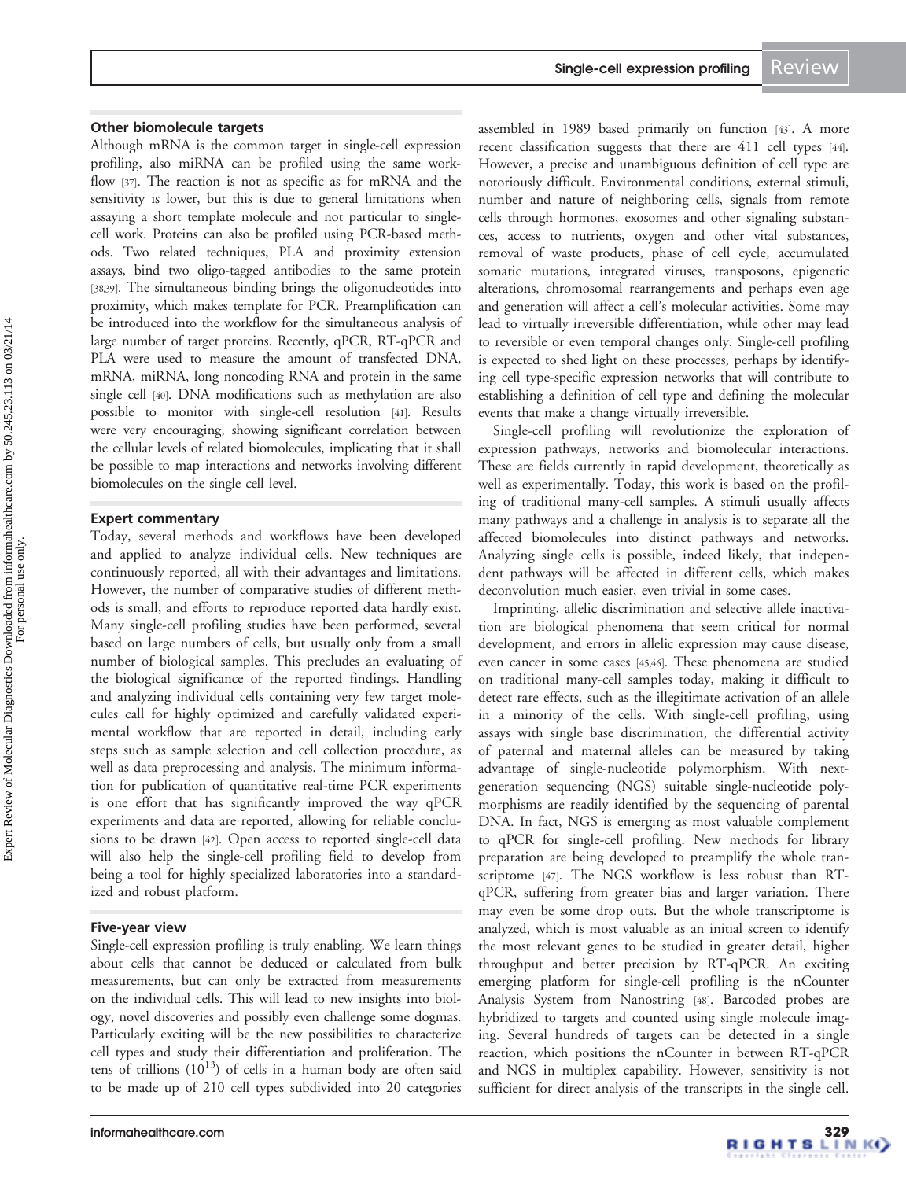## Other biomolecule targets

Although mRNA is the common target in single-cell expression profiling, also miRNA can be profiled using the same workflow [37]. The reaction is not as specific as for mRNA and the sensitivity is lower, but this is due to general limitations when assaying a short template molecule and not particular to single-cell work. Proteins can also be profiled using PCR-based methods. Two related techniques, PLA and proximity extension assays, bind two oligo-tagged antibodies to the same protein [38,39]. The simultaneous binding brings the oligonucleotides into proximity, which makes template for PCR. Preamplification can be introduced into the workflow for the simultaneous analysis of large number of target proteins. Recently, qPCR, RT-qPCR and PLA were used to measure the amount of transfected DNA, mRNA, miRNA, long noncoding RNA and protein in the same single cell [40]. DNA modifications such as methylation are also possible to monitor with single-cell resolution [41]. Results were very encouraging, showing significant correlation between the cellular levels of related biomolecules, implicating that it shall be possible to map interactions and networks involving different biomolecules on the single cell level.

## Expert commentary

Today, several methods and workflows have been developed and applied to analyze individual cells. New techniques are continuously reported, all with their advantages and limitations. However, the number of comparative studies of different methods is small, and efforts to reproduce reported data hardly exist. Many single-cell profiling studies have been performed, several based on large numbers of cells, but usually only from a small number of biological samples. This precludes an evaluating of the biological significance of the reported findings. Handling and analyzing individual cells containing very few target molecules call for highly optimized and carefully validated experimental workflow that are reported in detail, including early steps such as sample selection and cell collection procedure, as well as data preprocessing and analysis. The minimum information for publication of quantitative real-time PCR experiments is one effort that has significantly improved the way qPCR experiments and data are reported, allowing for reliable conclusions to be drawn [42]. Open access to reported single-cell data will also help the single-cell profiling field to develop from being a tool for highly specialized laboratories into a standardized and robust platform.

## Five-year view

Single-cell expression profiling is truly enabling. We learn things about cells that cannot be deduced or calculated from bulk measurements, but can only be extracted from measurements on the individual cells. This will lead to new insights into biology, novel discoveries and possibly even challenge some dogmas. Particularly exciting will be the new possibilities to characterize cell types and study their differentiation and proliferation. The tens of trillions ($10^{13}$) of cells in a human body are often said to be made up of 210 cell types subdivided into 20 categories assembled in 1989 based primarily on function [43]. A more recent classification suggests that there are 411 cell types [44]. However, a precise and unambiguous definition of cell type are notoriously difficult. Environmental conditions, external stimuli, number and nature of neighboring cells, signals from remote cells through hormones, exosomes and other signaling substances, access to nutrients, oxygen and other vital substances, removal of waste products, phase of cell cycle, accumulated somatic mutations, integrated viruses, transposons, epigenetic alterations, chromosomal rearrangements and perhaps even age and generation will affect a cell's molecular activities. Some may lead to virtually irreversible differentiation, while other may lead to reversible or even temporal changes only. Single-cell profiling is expected to shed light on these processes, perhaps by identifying cell type-specific expression networks that will contribute to establishing a definition of cell type and defining the molecular events that make a change virtually irreversible.

Single-cell profiling will revolutionize the exploration of expression pathways, networks and biomolecular interactions. These are fields currently in rapid development, theoretically as well as experimentally. Today, this work is based on the profiling of traditional many-cell samples. A stimuli usually affects many pathways and a challenge in analysis is to separate all the affected biomolecules into distinct pathways and networks. Analyzing single cells is possible, indeed likely, that independent pathways will be affected in different cells, which makes deconvolution much easier, even trivial in some cases.

Imprinting, allelic discrimination and selective allele inactivation are biological phenomena that seem critical for normal development, and errors in allelic expression may cause disease, even cancer in some cases [45,46]. These phenomena are studied on traditional many-cell samples today, making it difficult to detect rare effects, such as the illegitimate activation of an allele in a minority of the cells. With single-cell profiling, using assays with single base discrimination, the differential activity of paternal and maternal alleles can be measured by taking advantage of single-nucleotide polymorphism. With next-generation sequencing (NGS) suitable single-nucleotide polymorphisms are readily identified by the sequencing of parental DNA. In fact, NGS is emerging as most valuable complement to qPCR for single-cell profiling. New methods for library preparation are being developed to preamplify the whole transcriptome [47]. The NGS workflow is less robust than RT-qPCR, suffering from greater bias and larger variation. There may even be some drop outs. But the whole transcriptome is analyzed, which is most valuable as an initial screen to identify the most relevant genes to be studied in greater detail, higher throughput and better precision by RT-qPCR. An exciting emerging platform for single-cell profiling is the nCounter Analysis System from Nanostring [48]. Barcoded probes are hybridized to targets and counted using single molecule imaging. Several hundreds of targets can be detected in a single reaction, which positions the nCounter in between RT-qPCR and NGS in multiplex capability. However, sensitivity is not sufficient for direct analysis of the transcripts in the single cell.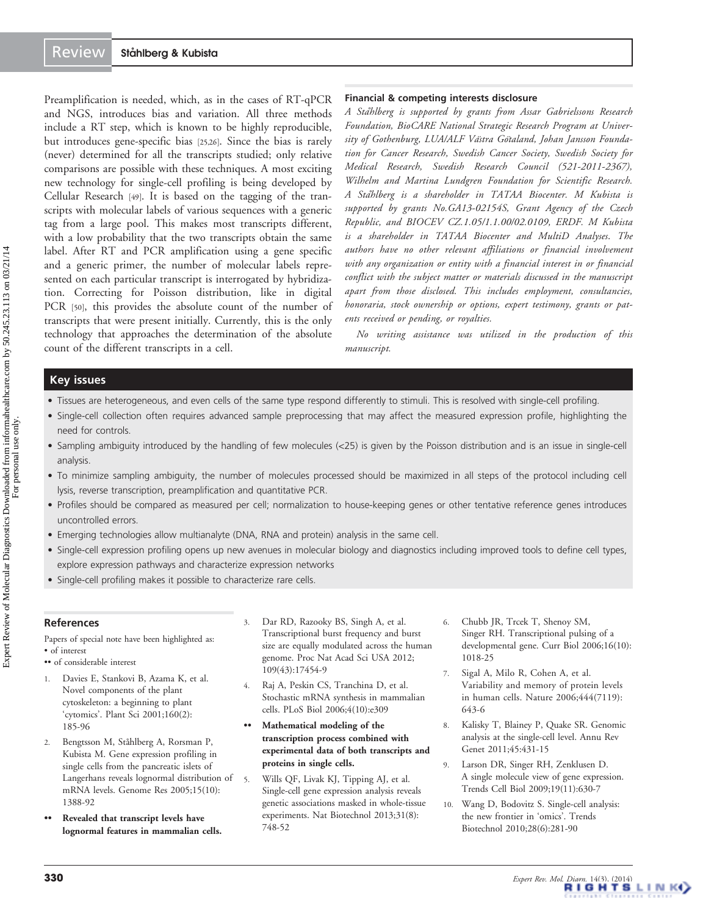Preamplification is needed, which, as in the cases of RT-qPCR and NGS, introduces bias and variation. All three methods include a RT step, which is known to be highly reproducible, but introduces gene-specific bias [25,26]. Since the bias is rarely (never) determined for all the transcripts studied; only relative comparisons are possible with these techniques. A most exciting new technology for single-cell profiling is being developed by Cellular Research [49]. It is based on the tagging of the transcripts with molecular labels of various sequences with a generic tag from a large pool. This makes most transcripts different, with a low probability that the two transcripts obtain the same label. After RT and PCR amplification using a gene specific and a generic primer, the number of molecular labels represented on each particular transcript is interrogated by hybridization. Correcting for Poisson distribution, like in digital PCR [50], this provides the absolute count of the number of transcripts that were present initially. Currently, this is the only technology that approaches the determination of the absolute count of the different transcripts in a cell.

#### Financial & competing interests disclosure

*A Ståhlberg is supported by grants from Assar Gabrielssons Research Foundation, BioCARE National Strategic Research Program at University of Gothenburg, LUA/ALF Västra Götaland, Johan Jansson Foundation for Cancer Research, Swedish Cancer Society, Swedish Society for Medical Research, Swedish Research Council (521-2011-2367), Wilhelm and Martina Lundgren Foundation for Scientific Research. A Ståhlberg is a shareholder in TATAA Biocenter. M Kubista is supported by grants No.GA13-02154S, Grant Agency of the Czech Republic, and BIOCEV CZ.1.05/1.1.00/02.0109, ERDF. M Kubista is a shareholder in TATAA Biocenter and MultiD Analyses. The authors have no other relevant affiliations or financial involvement with any organization or entity with a financial interest in or financial conflict with the subject matter or materials discussed in the manuscript apart from those disclosed. This includes employment, consultancies, honoraria, stock ownership or options, expert testimony, grants or patents received or pending, or royalties.*

*No writing assistance was utilized in the production of this manuscript.*

## Key issues

- Tissues are heterogeneous, and even cells of the same type respond differently to stimuli. This is resolved with single-cell profiling.
- Single-cell collection often requires advanced sample preprocessing that may affect the measured expression profile, highlighting the need for controls.
- Sampling ambiguity introduced by the handling of few molecules (<25) is given by the Poisson distribution and is an issue in single-cell analysis.
- To minimize sampling ambiguity, the number of molecules processed should be maximized in all steps of the protocol including cell lysis, reverse transcription, preamplification and quantitative PCR.
- Profiles should be compared as measured per cell; normalization to house-keeping genes or other tentative reference genes introduces uncontrolled errors.
- Emerging technologies allow multianalyte (DNA, RNA and protein) analysis in the same cell.
- Single-cell expression profiling opens up new avenues in molecular biology and diagnostics including improved tools to define cell types, explore expression pathways and characterize expression networks
- Single-cell profiling makes it possible to characterize rare cells.

## References

Papers of special note have been highlighted as:
• of interest
•• of considerable interest

1. Davies E, Stankovi B, Azama K, et al. Novel components of the plant cytoskeleton: a beginning to plant 'cytomics'. Plant Sci 2001;160(2): 185-96
2. Bengtsson M, Ståhlberg A, Rorsman P, Kubista M. Gene expression profiling in single cells from the pancreatic islets of Langerhans reveals lognormal distribution of mRNA levels. Genome Res 2005;15(10): 1388-92
   •• **Revealed that transcript levels have lognormal features in mammalian cells.**
3. Dar RD, Razooky BS, Singh A, et al. Transcriptional burst frequency and burst size are equally modulated across the human genome. Proc Nat Acad Sci USA 2012; 109(43):17454-9
4. Raj A, Peskin CS, Tranchina D, et al. Stochastic mRNA synthesis in mammalian cells. PLoS Biol 2006;4(10):e309
   •• **Mathematical modeling of the transcription process combined with experimental data of both transcripts and proteins in single cells.**
5. Wills QF, Livak KJ, Tipping AJ, et al. Single-cell gene expression analysis reveals genetic associations masked in whole-tissue experiments. Nat Biotechnol 2013;31(8): 748-52
6. Chubb JR, Trcek T, Shenoy SM, Singer RH. Transcriptional pulsing of a developmental gene. Curr Biol 2006;16(10): 1018-25
7. Sigal A, Milo R, Cohen A, et al. Variability and memory of protein levels in human cells. Nature 2006;444(7119): 643-6
8. Kalisky T, Blainey P, Quake SR. Genomic analysis at the single-cell level. Annu Rev Genet 2011;45:431-15
9. Larson DR, Singer RH, Zenklusen D. A single molecule view of gene expression. Trends Cell Biol 2009;19(11):630-7
10. Wang D, Bodovitz S. Single-cell analysis: the new frontier in 'omics'. Trends Biotechnol 2010;28(6):281-90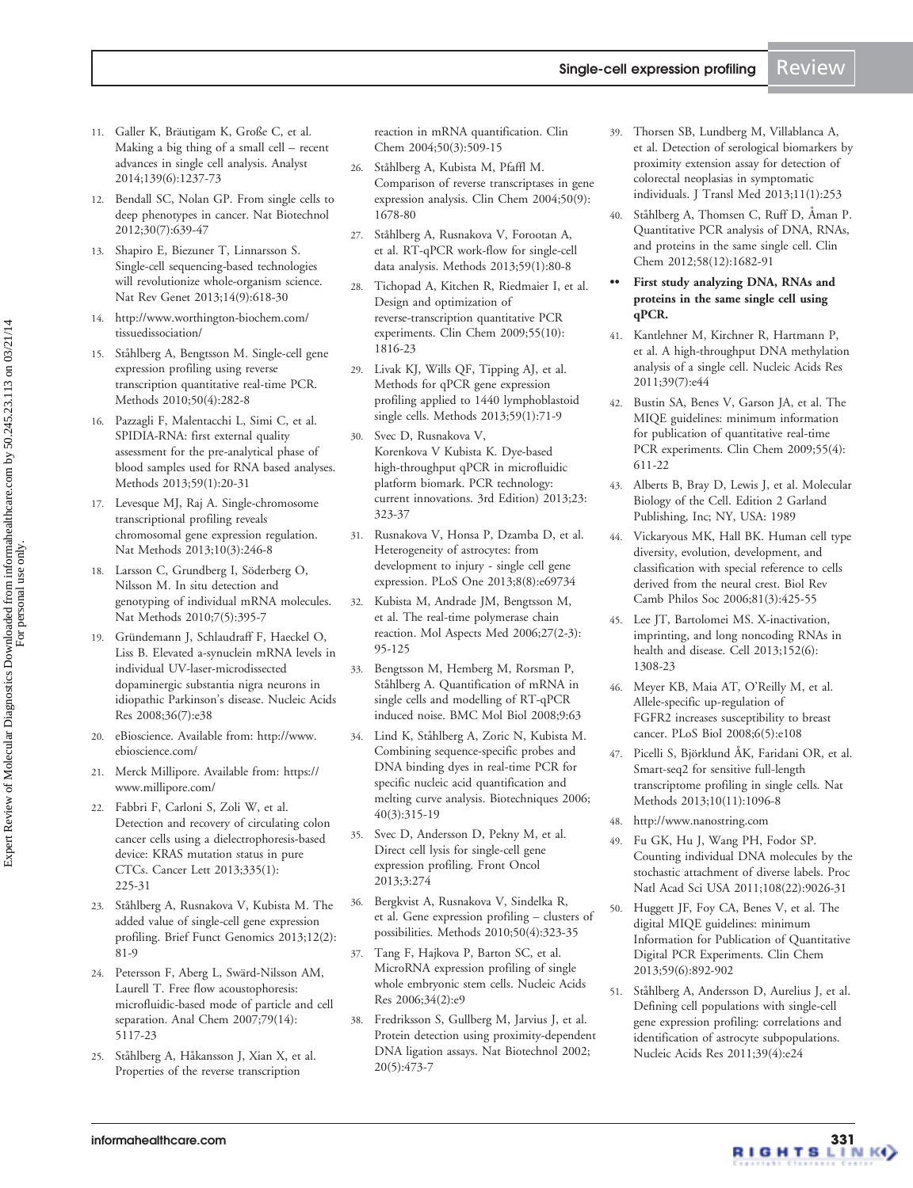11. Galler K, Bräutigam K, Große C, et al. Making a big thing of a small cell – recent advances in single cell analysis. Analyst 2014;139(6):1237-73
12. Bendall SC, Nolan GP. From single cells to deep phenotypes in cancer. Nat Biotechnol 2012;30(7):639-47
13. Shapiro E, Biezuner T, Linnarsson S. Single-cell sequencing-based technologies will revolutionize whole-organism science. Nat Rev Genet 2013;14(9):618-30
14. http://www.worthington-biochem.com/tissuedissociation/
15. Ståhlberg A, Bengtsson M. Single-cell gene expression profiling using reverse transcription quantitative real-time PCR. Methods 2010;50(4):282-8
16. Pazzagli F, Malentacchi L, Simi C, et al. SPIDIA-RNA: first external quality assessment for the pre-analytical phase of blood samples used for RNA based analyses. Methods 2013;59(1):20-31
17. Levesque MJ, Raj A. Single-chromosome transcriptional profiling reveals chromosomal gene expression regulation. Nat Methods 2013;10(3):246-8
18. Larsson C, Grundberg I, Söderberg O, Nilsson M. In situ detection and genotyping of individual mRNA molecules. Nat Methods 2010;7(5):395-7
19. Gründemann J, Schlaudraff F, Haeckel O, Liss B. Elevated a-synuclein mRNA levels in individual UV-laser-microdissected dopaminergic substantia nigra neurons in idiopathic Parkinson's disease. Nucleic Acids Res 2008;36(7):e38
20. eBioscience. Available from: http://www.ebioscience.com/
21. Merck Millipore. Available from: https://www.millipore.com/
22. Fabbri F, Carloni S, Zoli W, et al. Detection and recovery of circulating colon cancer cells using a dielectrophoresis-based device: KRAS mutation status in pure CTCs. Cancer Lett 2013;335(1):225-31
23. Ståhlberg A, Rusnakova V, Kubista M. The added value of single-cell gene expression profiling. Brief Funct Genomics 2013;12(2):81-9
24. Petersson F, Aberg L, Swärd-Nilsson AM, Laurell T. Free flow acoustophoresis: microfluidic-based mode of particle and cell separation. Anal Chem 2007;79(14):5117-23
25. Ståhlberg A, Håkansson J, Xian X, et al. Properties of the reverse transcription reaction in mRNA quantification. Clin Chem 2004;50(3):509-15
26. Ståhlberg A, Kubista M, Pfaffl M. Comparison of reverse transcriptases in gene expression analysis. Clin Chem 2004;50(9):1678-80
27. Ståhlberg A, Rusnakova V, Forootan A, et al. RT-qPCR work-flow for single-cell data analysis. Methods 2013;59(1):80-8
28. Tichopad A, Kitchen R, Riedmaier I, et al. Design and optimization of reverse-transcription quantitative PCR experiments. Clin Chem 2009;55(10):1816-23
29. Livak KJ, Wills QF, Tipping AJ, et al. Methods for qPCR gene expression profiling applied to 1440 lymphoblastoid single cells. Methods 2013;59(1):71-9
30. Svec D, Rusnakova V, Korenkova V Kubista K. Dye-based high-throughput qPCR in microfluidic platform biomark. PCR technology: current innovations. 3rd Edition) 2013;23:323-37
31. Rusnakova V, Honsa P, Dzamba D, et al. Heterogeneity of astrocytes: from development to injury - single cell gene expression. PLoS One 2013;8(8):e69734
32. Kubista M, Andrade JM, Bengtsson M, et al. The real-time polymerase chain reaction. Mol Aspects Med 2006;27(2-3):95-125
33. Bengtsson M, Hemberg M, Rorsman P, Ståhlberg A. Quantification of mRNA in single cells and modelling of RT-qPCR induced noise. BMC Mol Biol 2008;9:63
34. Lind K, Ståhlberg A, Zoric N, Kubista M. Combining sequence-specific probes and DNA binding dyes in real-time PCR for specific nucleic acid quantification and melting curve analysis. Biotechniques 2006;40(3):315-19
35. Svec D, Andersson D, Pekny M, et al. Direct cell lysis for single-cell gene expression profiling. Front Oncol 2013;3:274
36. Bergkvist A, Rusnakova V, Sindelka R, et al. Gene expression profiling – clusters of possibilities. Methods 2010;50(4):323-35
37. Tang F, Hajkova P, Barton SC, et al. MicroRNA expression profiling of single whole embryonic stem cells. Nucleic Acids Res 2006;34(2):e9
38. Fredriksson S, Gullberg M, Jarvius J, et al. Protein detection using proximity-dependent DNA ligation assays. Nat Biotechnol 2002;20(5):473-7
39. Thorsen SB, Lundberg M, Villablanca A, et al. Detection of serological biomarkers by proximity extension assay for detection of colorectal neoplasias in symptomatic individuals. J Transl Med 2013;11(1):253
40. Ståhlberg A, Thomsen C, Ruff D, Åman P. Quantitative PCR analysis of DNA, RNAs, and proteins in the same single cell. Clin Chem 2012;58(12):1682-91
    - •• **First study analyzing DNA, RNAs and proteins in the same single cell using qPCR.**
41. Kantlehner M, Kirchner R, Hartmann P, et al. A high-throughput DNA methylation analysis of a single cell. Nucleic Acids Res 2011;39(7):e44
42. Bustin SA, Benes V, Garson JA, et al. The MIQE guidelines: minimum information for publication of quantitative real-time PCR experiments. Clin Chem 2009;55(4):611-22
43. Alberts B, Bray D, Lewis J, et al. Molecular Biology of the Cell. Edition 2 Garland Publishing, Inc; NY, USA: 1989
44. Vickaryous MK, Hall BK. Human cell type diversity, evolution, development, and classification with special reference to cells derived from the neural crest. Biol Rev Camb Philos Soc 2006;81(3):425-55
45. Lee JT, Bartolomei MS. X-inactivation, imprinting, and long noncoding RNAs in health and disease. Cell 2013;152(6):1308-23
46. Meyer KB, Maia AT, O'Reilly M, et al. Allele-specific up-regulation of FGFR2 increases susceptibility to breast cancer. PLoS Biol 2008;6(5):e108
47. Picelli S, Björklund ÅK, Faridani OR, et al. Smart-seq2 for sensitive full-length transcriptome profiling in single cells. Nat Methods 2013;10(11):1096-8
48. http://www.nanostring.com
49. Fu GK, Hu J, Wang PH, Fodor SP. Counting individual DNA molecules by the stochastic attachment of diverse labels. Proc Natl Acad Sci USA 2011;108(22):9026-31
50. Huggett JF, Foy CA, Benes V, et al. The digital MIQE guidelines: minimum Information for Publication of Quantitative Digital PCR Experiments. Clin Chem 2013;59(6):892-902
51. Ståhlberg A, Andersson D, Aurelius J, et al. Defining cell populations with single-cell gene expression profiling: correlations and identification of astrocyte subpopulations. Nucleic Acids Res 2011;39(4):e24